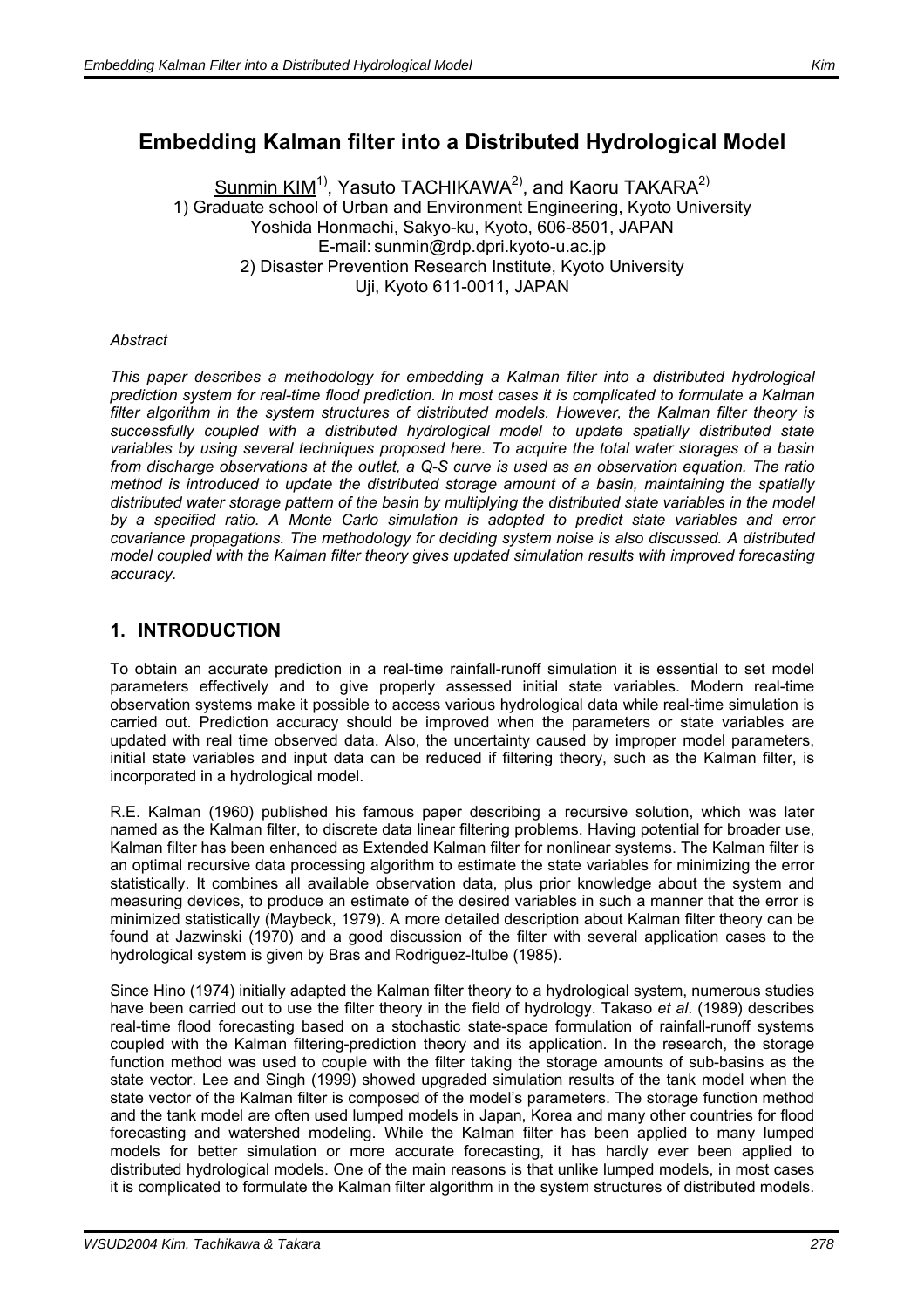# Embedding Kalman filter into a Distributed Hydrological Model

Sunmin KIM[1)], Yasuto TACHIKAWA[2)], and Kaoru TAKARA[2)]

1) Graduate school of Urban and Environment Engineering, Kyoto University
Yoshida Honmachi, Sakyo-ku, Kyoto, 606-8501, JAPAN
E-mail: sunmin@rdp.dpri.kyoto-u.ac.jp
2) Disaster Prevention Research Institute, Kyoto University
Uji, Kyoto 611-0011, JAPAN

*Abstract*

*This paper describes a methodology for embedding a Kalman filter into a distributed hydrological prediction system for real-time flood prediction. In most cases it is complicated to formulate a Kalman filter algorithm in the system structures of distributed models. However, the Kalman filter theory is successfully coupled with a distributed hydrological model to update spatially distributed state variables by using several techniques proposed here. To acquire the total water storages of a basin from discharge observations at the outlet, a Q-S curve is used as an observation equation. The ratio method is introduced to update the distributed storage amount of a basin, maintaining the spatially distributed water storage pattern of the basin by multiplying the distributed state variables in the model by a specified ratio. A Monte Carlo simulation is adopted to predict state variables and error covariance propagations. The methodology for deciding system noise is also discussed. A distributed model coupled with the Kalman filter theory gives updated simulation results with improved forecasting accuracy.*

## 1. INTRODUCTION

To obtain an accurate prediction in a real-time rainfall-runoff simulation it is essential to set model parameters effectively and to give properly assessed initial state variables. Modern real-time observation systems make it possible to access various hydrological data while real-time simulation is carried out. Prediction accuracy should be improved when the parameters or state variables are updated with real time observed data. Also, the uncertainty caused by improper model parameters, initial state variables and input data can be reduced if filtering theory, such as the Kalman filter, is incorporated in a hydrological model.

R.E. Kalman (1960) published his famous paper describing a recursive solution, which was later named as the Kalman filter, to discrete data linear filtering problems. Having potential for broader use, Kalman filter has been enhanced as Extended Kalman filter for nonlinear systems. The Kalman filter is an optimal recursive data processing algorithm to estimate the state variables for minimizing the error statistically. It combines all available observation data, plus prior knowledge about the system and measuring devices, to produce an estimate of the desired variables in such a manner that the error is minimized statistically (Maybeck, 1979). A more detailed description about Kalman filter theory can be found at Jazwinski (1970) and a good discussion of the filter with several application cases to the hydrological system is given by Bras and Rodriguez-Itulbe (1985).

Since Hino (1974) initially adapted the Kalman filter theory to a hydrological system, numerous studies have been carried out to use the filter theory in the field of hydrology. Takaso *et al*. (1989) describes real-time flood forecasting based on a stochastic state-space formulation of rainfall-runoff systems coupled with the Kalman filtering-prediction theory and its application. In the research, the storage function method was used to couple with the filter taking the storage amounts of sub-basins as the state vector. Lee and Singh (1999) showed upgraded simulation results of the tank model when the state vector of the Kalman filter is composed of the model's parameters. The storage function method and the tank model are often used lumped models in Japan, Korea and many other countries for flood forecasting and watershed modeling. While the Kalman filter has been applied to many lumped models for better simulation or more accurate forecasting, it has hardly ever been applied to distributed hydrological models. One of the main reasons is that unlike lumped models, in most cases it is complicated to formulate the Kalman filter algorithm in the system structures of distributed models.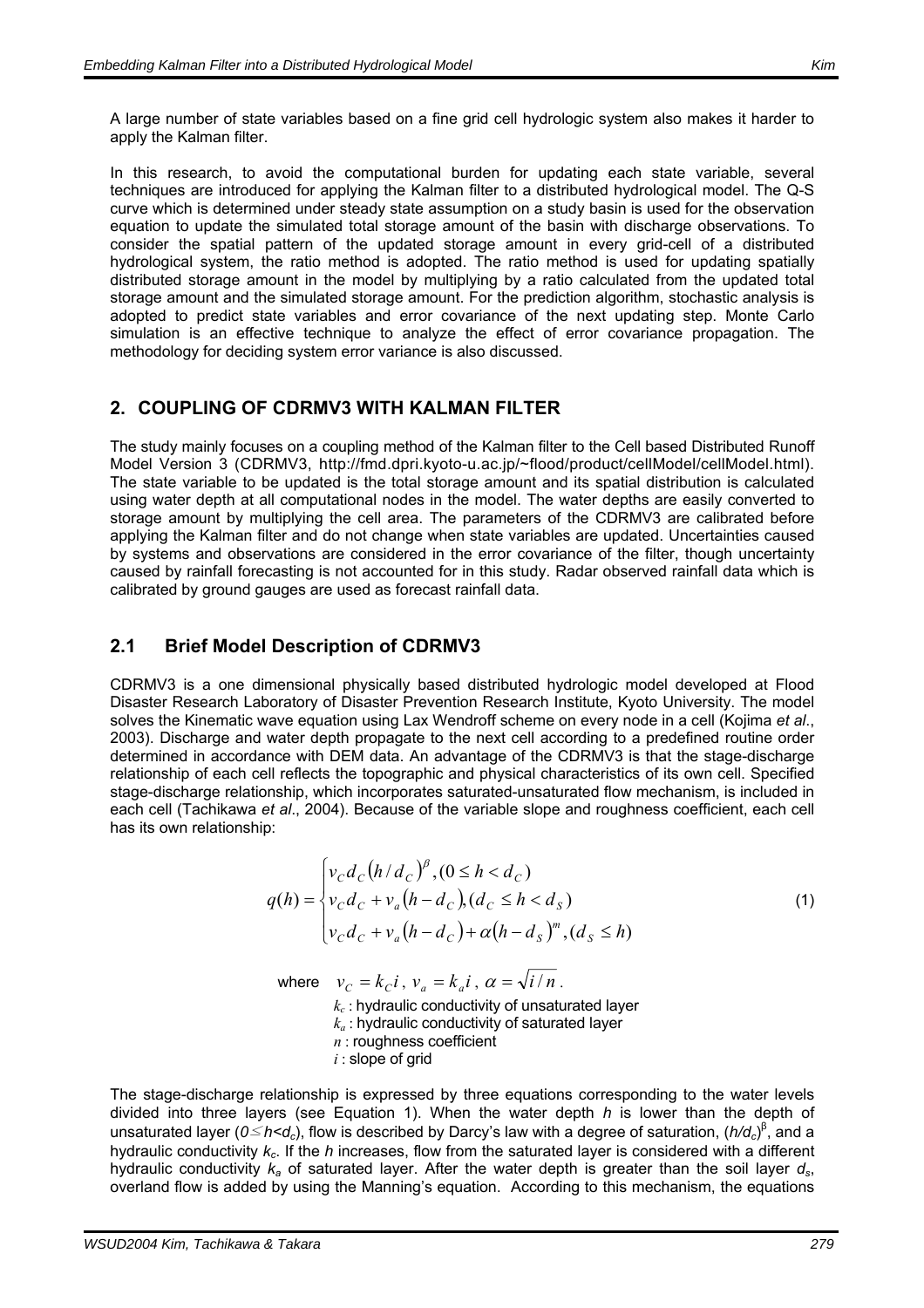A large number of state variables based on a fine grid cell hydrologic system also makes it harder to apply the Kalman filter.

In this research, to avoid the computational burden for updating each state variable, several techniques are introduced for applying the Kalman filter to a distributed hydrological model. The Q-S curve which is determined under steady state assumption on a study basin is used for the observation equation to update the simulated total storage amount of the basin with discharge observations. To consider the spatial pattern of the updated storage amount in every grid-cell of a distributed hydrological system, the ratio method is adopted. The ratio method is used for updating spatially distributed storage amount in the model by multiplying by a ratio calculated from the updated total storage amount and the simulated storage amount. For the prediction algorithm, stochastic analysis is adopted to predict state variables and error covariance of the next updating step. Monte Carlo simulation is an effective technique to analyze the effect of error covariance propagation. The methodology for deciding system error variance is also discussed.

## 2. COUPLING OF CDRMV3 WITH KALMAN FILTER

The study mainly focuses on a coupling method of the Kalman filter to the Cell based Distributed Runoff Model Version 3 (CDRMV3, http://fmd.dpri.kyoto-u.ac.jp/~flood/product/cellModel/cellModel.html). The state variable to be updated is the total storage amount and its spatial distribution is calculated using water depth at all computational nodes in the model. The water depths are easily converted to storage amount by multiplying the cell area. The parameters of the CDRMV3 are calibrated before applying the Kalman filter and do not change when state variables are updated. Uncertainties caused by systems and observations are considered in the error covariance of the filter, though uncertainty caused by rainfall forecasting is not accounted for in this study. Radar observed rainfall data which is calibrated by ground gauges are used as forecast rainfall data.

### 2.1 Brief Model Description of CDRMV3

CDRMV3 is a one dimensional physically based distributed hydrologic model developed at Flood Disaster Research Laboratory of Disaster Prevention Research Institute, Kyoto University. The model solves the Kinematic wave equation using Lax Wendroff scheme on every node in a cell (Kojima *et al*., 2003). Discharge and water depth propagate to the next cell according to a predefined routine order determined in accordance with DEM data. An advantage of the CDRMV3 is that the stage-discharge relationship of each cell reflects the topographic and physical characteristics of its own cell. Specified stage-discharge relationship, which incorporates saturated-unsaturated flow mechanism, is included in each cell (Tachikawa *et al*., 2004). Because of the variable slope and roughness coefficient, each cell has its own relationship:

$$q(h) = \begin{cases} v_C d_C \left(h/d_C\right)^{\beta}, (0 \le h < d_C) \\ v_C d_C + v_a \left(h - d_C\right), (d_C \le h < d_S) \\ v_C d_C + v_a \left(h - d_C\right) + \alpha \left(h - d_S\right)^m, (d_S \le h) \end{cases} \tag{1}$$

where $v_C = k_C i$, $v_a = k_a i$, $\alpha = \sqrt{i/n}$.

$k_c$ : hydraulic conductivity of unsaturated layer
$k_a$ : hydraulic conductivity of saturated layer
$n$ : roughness coefficient
$i$ : slope of grid

The stage-discharge relationship is expressed by three equations corresponding to the water levels divided into three layers (see Equation 1). When the water depth $h$ is lower than the depth of unsaturated layer ($0 \le h < d_c$), flow is described by Darcy's law with a degree of saturation, $(h/d_c)^{\beta}$, and a hydraulic conductivity $k_c$. If the $h$ increases, flow from the saturated layer is considered with a different hydraulic conductivity $k_a$ of saturated layer. After the water depth is greater than the soil layer $d_s$, overland flow is added by using the Manning's equation. According to this mechanism, the equations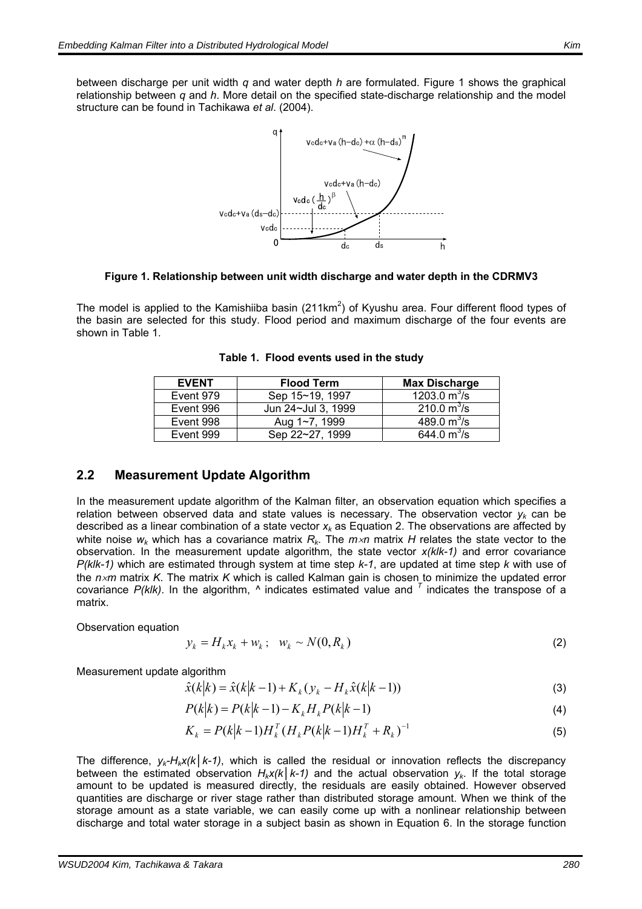between discharge per unit width $q$ and water depth $h$ are formulated. Figure 1 shows the graphical relationship between $q$ and $h$. More detail on the specified state-discharge relationship and the model structure can be found in Tachikawa *et al*. (2004).

q

$v_c d_c + v_a (h-d_c) + \alpha (h-d_s)^m$

$v_c d_c + v_a (h-d_c)$

$v_c d_c \left(\frac{h}{d_c}\right)^\beta$

$v_c d_c + v_a (d_s - d_c)$

$v_c d_c$

0

$d_c$

$d_s$

h

**Figure 1. Relationship between unit width discharge and water depth in the CDRMV3**

The model is applied to the Kamishiiba basin (211km$^2$) of Kyushu area. Four different flood types of the basin are selected for this study. Flood period and maximum discharge of the four events are shown in Table 1.

**Table 1. Flood events used in the study**

| EVENT | Flood Term | Max Discharge |
|---|---|---|
| Event 979 | Sep 15~19, 1997 | 1203.0 m$^3$/s |
| Event 996 | Jun 24~Jul 3, 1999 | 210.0 m$^3$/s |
| Event 998 | Aug 1~7, 1999 | 489.0 m$^3$/s |
| Event 999 | Sep 22~27, 1999 | 644.0 m$^3$/s |

## 2.2 Measurement Update Algorithm

In the measurement update algorithm of the Kalman filter, an observation equation which specifies a relation between observed data and state values is necessary. The observation vector $y_k$ can be described as a linear combination of a state vector $x_k$ as Equation 2. The observations are affected by white noise $w_k$ which has a covariance matrix $R_k$. The $m \times n$ matrix $H$ relates the state vector to the observation. In the measurement update algorithm, the state vector $x(k|k-1)$ and error covariance $P(k|k-1)$ which are estimated through system at time step $k$-1, are updated at time step $k$ with use of the $n \times m$ matrix $K$. The matrix $K$ which is called Kalman gain is chosen to minimize the updated error covariance $P(k|k)$. In the algorithm, ^ indicates estimated value and $^T$ indicates the transpose of a matrix.

Observation equation

$$y_k = H_k x_k + w_k ; \quad w_k \sim N(0, R_k) \tag{2}$$

Measurement update algorithm

$$\hat{x}(k|k) = \hat{x}(k|k-1) + K_k (y_k - H_k \hat{x}(k|k-1)) \tag{3}$$

$$P(k|k) = P(k|k-1) - K_k H_k P(k|k-1) \tag{4}$$

$$K_k = P(k|k-1) H_k^T (H_k P(k|k-1) H_k^T + R_k)^{-1} \tag{5}$$

The difference, $y_k - H_k x(k|k-1)$, which is called the residual or innovation reflects the discrepancy between the estimated observation $H_k x(k|k-1)$ and the actual observation $y_k$. If the total storage amount to be updated is measured directly, the residuals are easily obtained. However observed quantities are discharge or river stage rather than distributed storage amount. When we think of the storage amount as a state variable, we can easily come up with a nonlinear relationship between discharge and total water storage in a subject basin as shown in Equation 6. In the storage function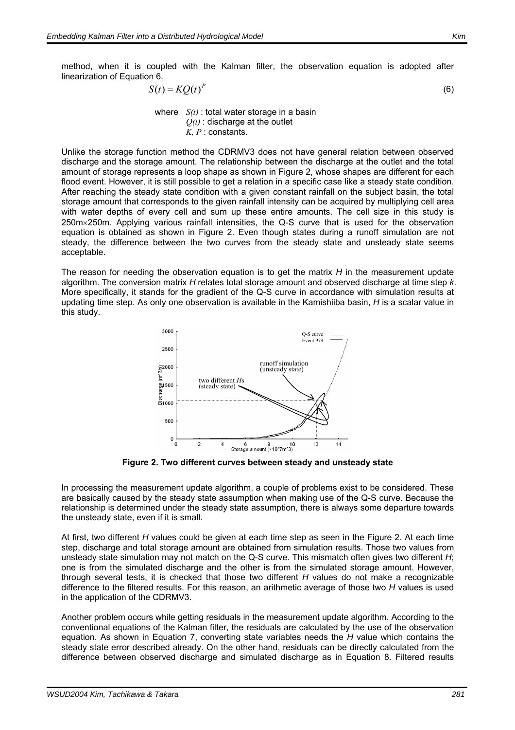method, when it is coupled with the Kalman filter, the observation equation is adopted after linearization of Equation 6.

$$S(t) = KQ(t)^P \tag{6}$$

where $S(t)$ : total water storage in a basin
$Q(t)$ : discharge at the outlet
$K, P$ : constants.

Unlike the storage function method the CDRMV3 does not have general relation between observed discharge and the storage amount. The relationship between the discharge at the outlet and the total amount of storage represents a loop shape as shown in Figure 2, whose shapes are different for each flood event. However, it is still possible to get a relation in a specific case like a steady state condition. After reaching the steady state condition with a given constant rainfall on the subject basin, the total storage amount that corresponds to the given rainfall intensity can be acquired by multiplying cell area with water depths of every cell and sum up these entire amounts. The cell size in this study is 250m×250m. Applying various rainfall intensities, the Q-S curve that is used for the observation equation is obtained as shown in Figure 2. Even though states during a runoff simulation are not steady, the difference between the two curves from the steady state and unsteady state seems acceptable.

The reason for needing the observation equation is to get the matrix $H$ in the measurement update algorithm. The conversion matrix $H$ relates total storage amount and observed discharge at time step $k$. More specifically, it stands for the gradient of the Q-S curve in accordance with simulation results at updating time step. As only one observation is available in the Kamishiiba basin, $H$ is a scalar value in this study.

Q-S curve
Event 979
runoff simulation (unsteady state)
two different $H$s (steady state)
Discharge (m^3/s)
Storage amount (×10^7m^3)
3000
2500
2000
1500
1000
500
0
0 2 4 6 8 10 12 14

**Figure 2. Two different curves between steady and unsteady state**

In processing the measurement update algorithm, a couple of problems exist to be considered. These are basically caused by the steady state assumption when making use of the Q-S curve. Because the relationship is determined under the steady state assumption, there is always some departure towards the unsteady state, even if it is small.

At first, two different $H$ values could be given at each time step as seen in the Figure 2. At each time step, discharge and total storage amount are obtained from simulation results. Those two values from unsteady state simulation may not match on the Q-S curve. This mismatch often gives two different $H$; one is from the simulated discharge and the other is from the simulated storage amount. However, through several tests, it is checked that those two different $H$ values do not make a recognizable difference to the filtered results. For this reason, an arithmetic average of those two $H$ values is used in the application of the CDRMV3.

Another problem occurs while getting residuals in the measurement update algorithm. According to the conventional equations of the Kalman filter, the residuals are calculated by the use of the observation equation. As shown in Equation 7, converting state variables needs the $H$ value which contains the steady state error described already. On the other hand, residuals can be directly calculated from the difference between observed discharge and simulated discharge as in Equation 8. Filtered results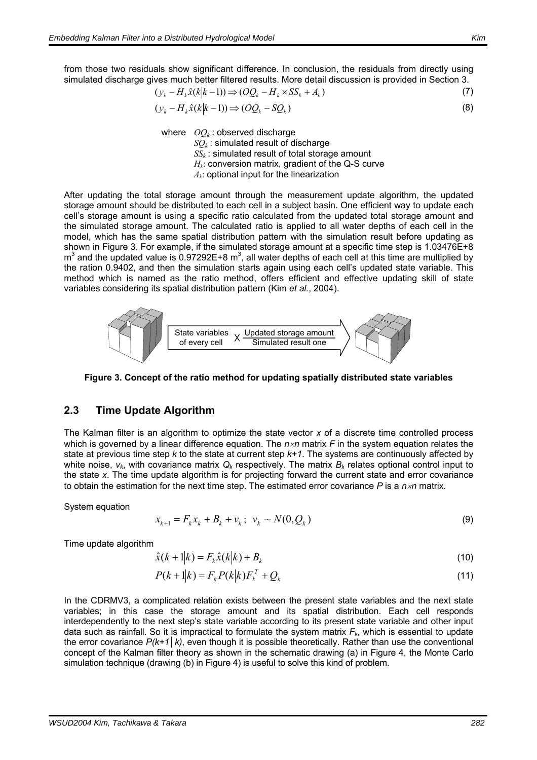from those two residuals show significant difference. In conclusion, the residuals from directly using simulated discharge gives much better filtered results. More detail discussion is provided in Section 3.

$$(y_k - H_k \hat{x}(k|k-1)) \Rightarrow (OQ_k - H_k \times SS_k + A_k) \tag{7}$$

$$(y_k - H_k \hat{x}(k|k-1)) \Rightarrow (OQ_k - SQ_k) \tag{8}$$

where $OQ_k$ : observed discharge
$SQ_k$ : simulated result of discharge
$SS_k$ : simulated result of total storage amount
$H_k$: conversion matrix, gradient of the Q-S curve
$A_k$: optional input for the linearization

After updating the total storage amount through the measurement update algorithm, the updated storage amount should be distributed to each cell in a subject basin. One efficient way to update each cell's storage amount is using a specific ratio calculated from the updated total storage amount and the simulated storage amount. The calculated ratio is applied to all water depths of each cell in the model, which has the same spatial distribution pattern with the simulation result before updating as shown in Figure 3. For example, if the simulated storage amount at a specific time step is 1.03476E+8 m$^3$ and the updated value is 0.97292E+8 m$^3$, all water depths of each cell at this time are multiplied by the ration 0.9402, and then the simulation starts again using each cell's updated state variable. This method which is named as the ratio method, offers efficient and effective updating skill of state variables considering its spatial distribution pattern (Kim *et al.*, 2004).

State variables of every cell X Updated storage amount / Simulated result one

**Figure 3. Concept of the ratio method for updating spatially distributed state variables**

## 2.3 Time Update Algorithm

The Kalman filter is an algorithm to optimize the state vector $x$ of a discrete time controlled process which is governed by a linear difference equation. The $n \times n$ matrix $F$ in the system equation relates the state at previous time step $k$ to the state at current step $k+1$. The systems are continuously affected by white noise, $v_k$, with covariance matrix $Q_k$ respectively. The matrix $B_k$ relates optional control input to the state $x$. The time update algorithm is for projecting forward the current state and error covariance to obtain the estimation for the next time step. The estimated error covariance $P$ is a $n \times n$ matrix.

System equation

$$x_{k+1} = F_k x_k + B_k + v_k ; \;\; v_k \sim N(0, Q_k) \tag{9}$$

Time update algorithm

$$\hat{x}(k+1|k) = F_k \hat{x}(k|k) + B_k \tag{10}$$

$$P(k+1|k) = F_k P(k|k) F_k^T + Q_k \tag{11}$$

In the CDRMV3, a complicated relation exists between the present state variables and the next state variables; in this case the storage amount and its spatial distribution. Each cell responds interdependently to the next step's state variable according to its present state variable and other input data such as rainfall. So it is impractical to formulate the system matrix $F_k$, which is essential to update the error covariance $P(k+1|k)$, even though it is possible theoretically. Rather than use the conventional concept of the Kalman filter theory as shown in the schematic drawing (a) in Figure 4, the Monte Carlo simulation technique (drawing (b) in Figure 4) is useful to solve this kind of problem.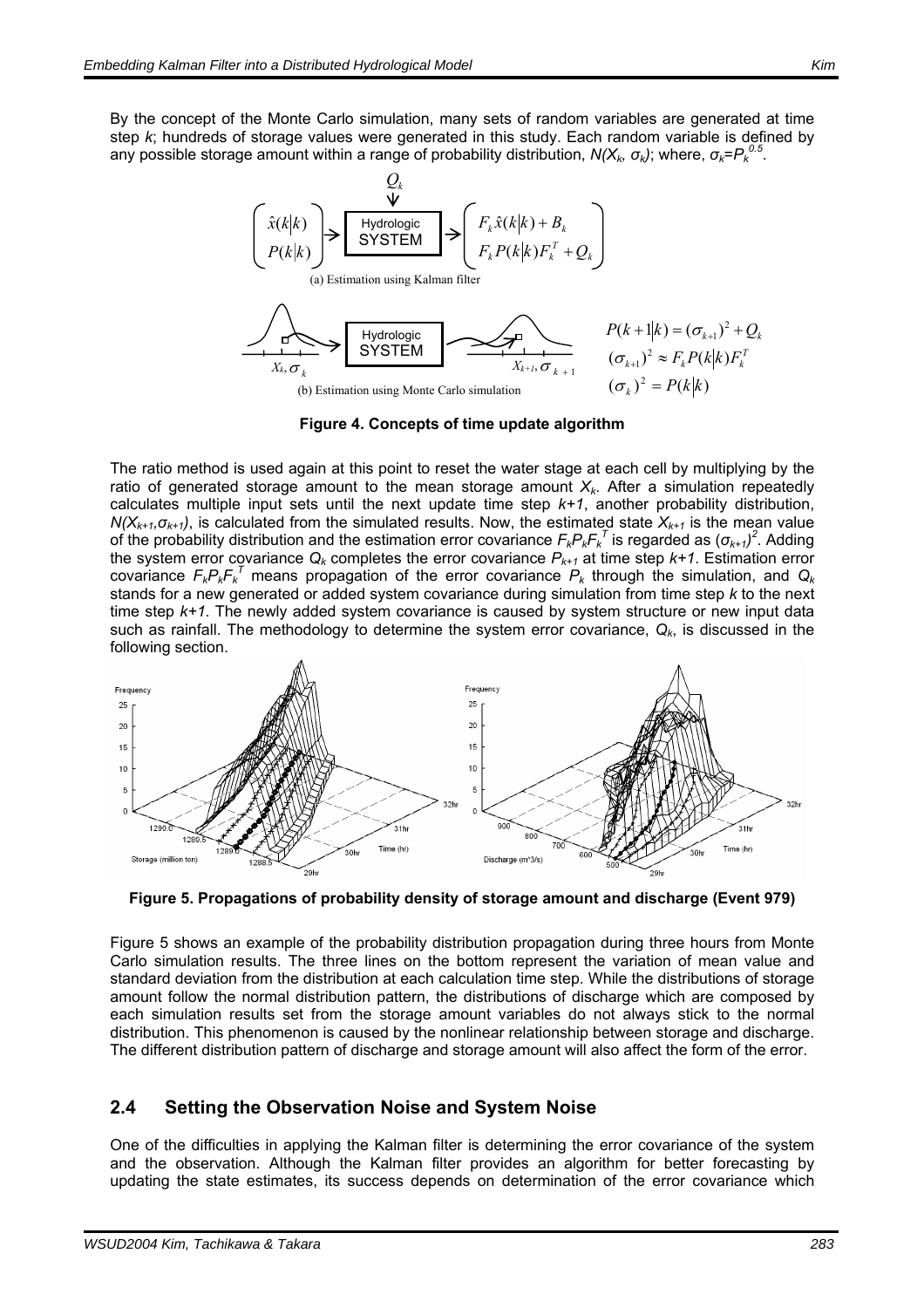By the concept of the Monte Carlo simulation, many sets of random variables are generated at time step $k$; hundreds of storage values were generated in this study. Each random variable is defined by any possible storage amount within a range of probability distribution, $N(X_k, \sigma_k)$; where, $\sigma_k = P_k^{0.5}$.

$Q_k$

$$\begin{pmatrix} \hat{x}(k|k) \\ P(k|k) \end{pmatrix} \rightarrow \text{Hydrologic SYSTEM} \rightarrow \begin{pmatrix} F_k \hat{x}(k|k) + B_k \\ F_k P(k|k) F_k^T + Q_k \end{pmatrix}$$

(a) Estimation using Kalman filter

Hydrologic SYSTEM

$X_k, \sigma_k$

$X_{k+1}, \sigma_{k+1}$

(b) Estimation using Monte Carlo simulation

$$P(k+1|k) = (\sigma_{k+1})^2 + Q_k$$

$$(\sigma_{k+1})^2 \approx F_k P(k|k) F_k^T$$

$$(\sigma_k)^2 = P(k|k)$$

**Figure 4. Concepts of time update algorithm**

The ratio method is used again at this point to reset the water stage at each cell by multiplying by the ratio of generated storage amount to the mean storage amount $X_k$. After a simulation repeatedly calculates multiple input sets until the next update time step $k+1$, another probability distribution, $N(X_{k+1}, \sigma_{k+1})$, is calculated from the simulated results. Now, the estimated state $X_{k+1}$ is the mean value of the probability distribution and the estimation error covariance $F_k P_k F_k^T$ is regarded as $(\sigma_{k+1})^2$. Adding the system error covariance $Q_k$ completes the error covariance $P_{k+1}$ at time step $k+1$. Estimation error covariance $F_k P_k F_k^T$ means propagation of the error covariance $P_k$ through the simulation, and $Q_k$ stands for a new generated or added system covariance during simulation from time step $k$ to the next time step $k+1$. The newly added system covariance is caused by system structure or new input data such as rainfall. The methodology to determine the system error covariance, $Q_k$, is discussed in the following section.

Frequency
25
20
15
10
5
0
1290.0
1289.5
1289.0
1288.5
Storage (million ton)
29hr
30hr
31hr
32hr
Time (hr)

Frequency
25
20
15
10
5
0
900
800
700
600
500
Discharge (m^3/s)
29hr
30hr
31hr
32hr
Time (hr)

**Figure 5. Propagations of probability density of storage amount and discharge (Event 979)**

Figure 5 shows an example of the probability distribution propagation during three hours from Monte Carlo simulation results. The three lines on the bottom represent the variation of mean value and standard deviation from the distribution at each calculation time step. While the distributions of storage amount follow the normal distribution pattern, the distributions of discharge which are composed by each simulation results set from the storage amount variables do not always stick to the normal distribution. This phenomenon is caused by the nonlinear relationship between storage and discharge. The different distribution pattern of discharge and storage amount will also affect the form of the error.

## 2.4 Setting the Observation Noise and System Noise

One of the difficulties in applying the Kalman filter is determining the error covariance of the system and the observation. Although the Kalman filter provides an algorithm for better forecasting by updating the state estimates, its success depends on determination of the error covariance which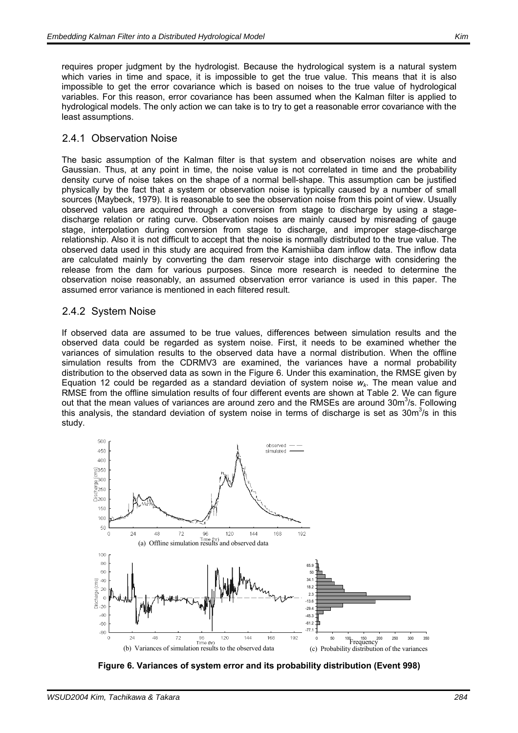requires proper judgment by the hydrologist. Because the hydrological system is a natural system which varies in time and space, it is impossible to get the true value. This means that it is also impossible to get the error covariance which is based on noises to the true value of hydrological variables. For this reason, error covariance has been assumed when the Kalman filter is applied to hydrological models. The only action we can take is to try to get a reasonable error covariance with the least assumptions.

### 2.4.1 Observation Noise

The basic assumption of the Kalman filter is that system and observation noises are white and Gaussian. Thus, at any point in time, the noise value is not correlated in time and the probability density curve of noise takes on the shape of a normal bell-shape. This assumption can be justified physically by the fact that a system or observation noise is typically caused by a number of small sources (Maybeck, 1979). It is reasonable to see the observation noise from this point of view. Usually observed values are acquired through a conversion from stage to discharge by using a stage-discharge relation or rating curve. Observation noises are mainly caused by misreading of gauge stage, interpolation during conversion from stage to discharge, and improper stage-discharge relationship. Also it is not difficult to accept that the noise is normally distributed to the true value. The observed data used in this study are acquired from the Kamishiiba dam inflow data. The inflow data are calculated mainly by converting the dam reservoir stage into discharge with considering the release from the dam for various purposes. Since more research is needed to determine the observation noise reasonably, an assumed observation error variance is used in this paper. The assumed error variance is mentioned in each filtered result.

### 2.4.2 System Noise

If observed data are assumed to be true values, differences between simulation results and the observed data could be regarded as system noise. First, it needs to be examined whether the variances of simulation results to the observed data have a normal distribution. When the offline simulation results from the CDRMV3 are examined, the variances have a normal probability distribution to the observed data as sown in the Figure 6. Under this examination, the RMSE given by Equation 12 could be regarded as a standard deviation of system noise $w_k$. The mean value and RMSE from the offline simulation results of four different events are shown at Table 2. We can figure out that the mean values of variances are around zero and the RMSEs are around 30m$^3$/s. Following this analysis, the standard deviation of system noise in terms of discharge is set as 30m$^3$/s in this study.

observed
simulated
Discharge (cms)
Time (hr)
(a) Offline simulation results and observed data

Discharge (cms)
Time (hr)
(b) Variances of simulation results to the observed data

Frequency
(c) Probability distribution of the variances

**Figure 6. Variances of system error and its probability distribution (Event 998)**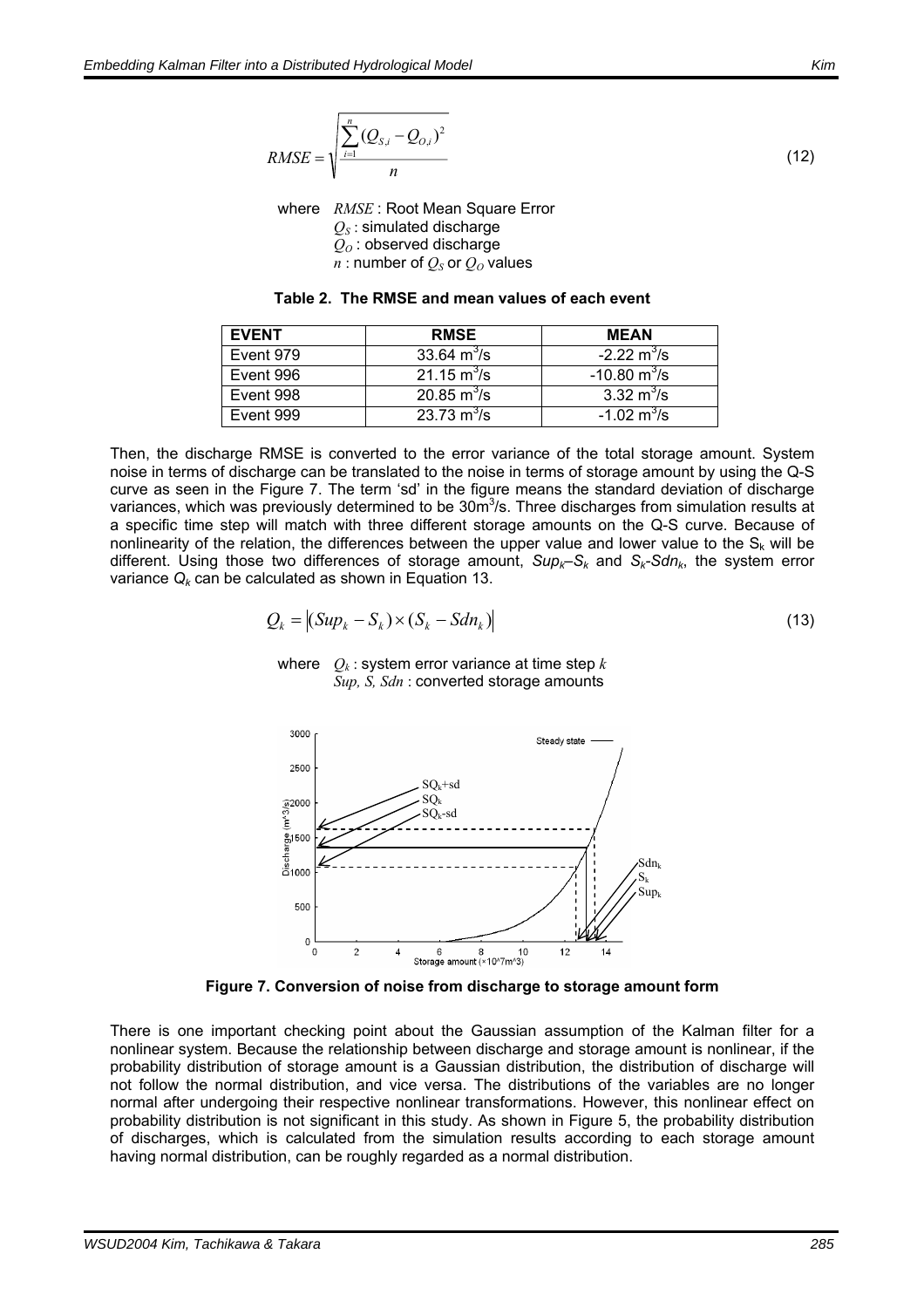$$RMSE = \sqrt{\frac{\sum_{i=1}^{n}(Q_{S,i} - Q_{O,i})^2}{n}} \tag{12}$$

where $RMSE$ : Root Mean Square Error
$Q_S$ : simulated discharge
$Q_O$ : observed discharge
$n$ : number of $Q_S$ or $Q_O$ values

**Table 2. The RMSE and mean values of each event**

| EVENT | RMSE | MEAN |
|---|---|---|
| Event 979 | 33.64 $m^3$/s | -2.22 $m^3$/s |
| Event 996 | 21.15 $m^3$/s | -10.80 $m^3$/s |
| Event 998 | 20.85 $m^3$/s | 3.32 $m^3$/s |
| Event 999 | 23.73 $m^3$/s | -1.02 $m^3$/s |

Then, the discharge RMSE is converted to the error variance of the total storage amount. System noise in terms of discharge can be translated to the noise in terms of storage amount by using the Q-S curve as seen in the Figure 7. The term 'sd' in the figure means the standard deviation of discharge variances, which was previously determined to be 30$m^3$/s. Three discharges from simulation results at a specific time step will match with three different storage amounts on the Q-S curve. Because of nonlinearity of the relation, the differences between the upper value and lower value to the $S_k$ will be different. Using those two differences of storage amount, $Sup_k - S_k$ and $S_k - Sdn_k$, the system error variance $Q_k$ can be calculated as shown in Equation 13.

$$Q_k = \left|(Sup_k - S_k) \times (S_k - Sdn_k)\right| \tag{13}$$

where $Q_k$ : system error variance at time step $k$
$Sup, S, Sdn$ : converted storage amounts

Steady state
$SQ_k$+sd
$SQ_k$
$SQ_k$-sd
$Sdn_k$
$S_k$
$Sup_k$
Discharge (m^3/s)
Storage amount (×10^7m^3)
0, 500, 1000, 1500, 2000, 2500, 3000
0, 2, 4, 6, 8, 10, 12, 14

**Figure 7. Conversion of noise from discharge to storage amount form**

There is one important checking point about the Gaussian assumption of the Kalman filter for a nonlinear system. Because the relationship between discharge and storage amount is nonlinear, if the probability distribution of storage amount is a Gaussian distribution, the distribution of discharge will not follow the normal distribution, and vice versa. The distributions of the variables are no longer normal after undergoing their respective nonlinear transformations. However, this nonlinear effect on probability distribution is not significant in this study. As shown in Figure 5, the probability distribution of discharges, which is calculated from the simulation results according to each storage amount having normal distribution, can be roughly regarded as a normal distribution.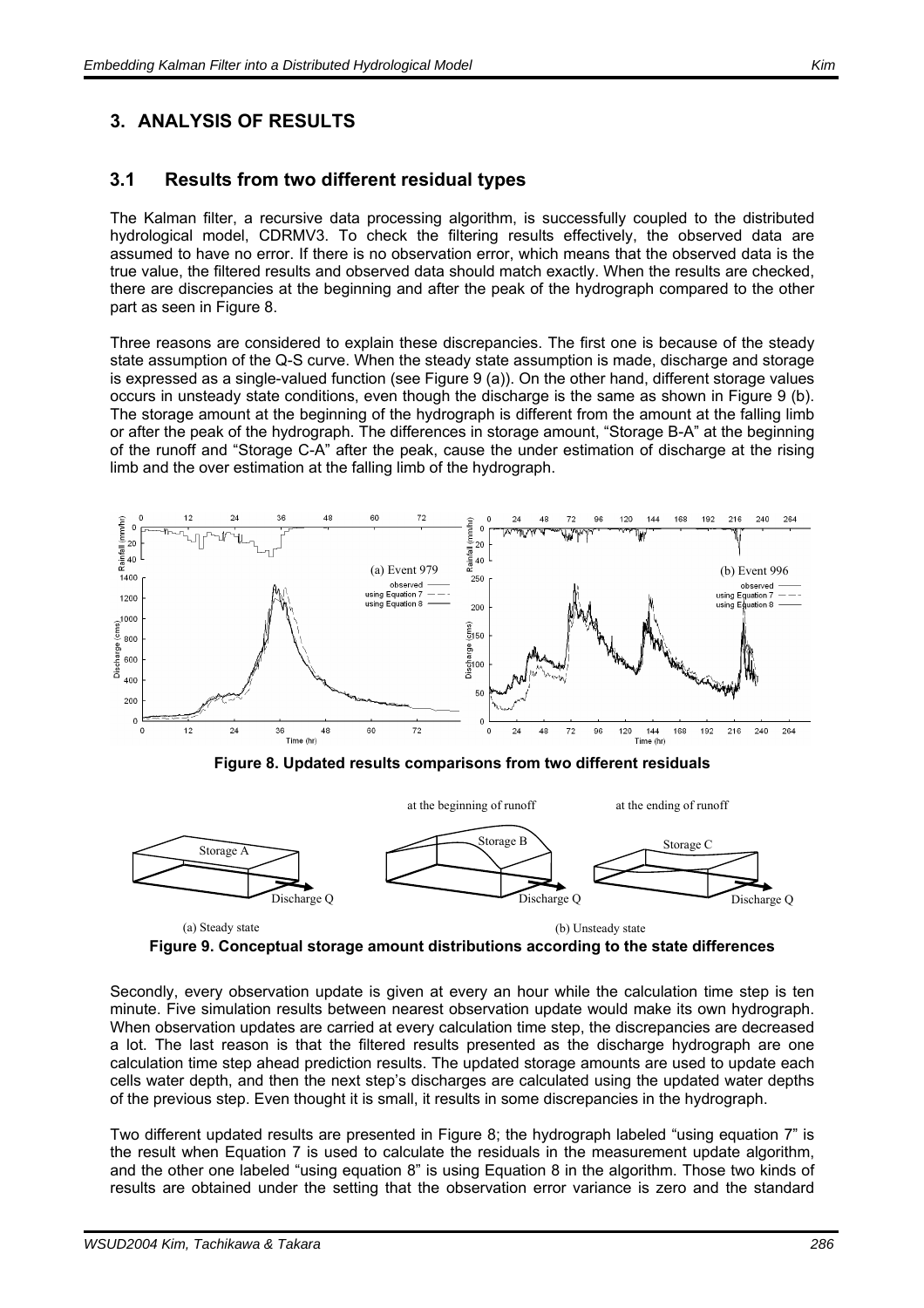## 3. ANALYSIS OF RESULTS

### 3.1 Results from two different residual types

The Kalman filter, a recursive data processing algorithm, is successfully coupled to the distributed hydrological model, CDRMV3. To check the filtering results effectively, the observed data are assumed to have no error. If there is no observation error, which means that the observed data is the true value, the filtered results and observed data should match exactly. When the results are checked, there are discrepancies at the beginning and after the peak of the hydrograph compared to the other part as seen in Figure 8.

Three reasons are considered to explain these discrepancies. The first one is because of the steady state assumption of the Q-S curve. When the steady state assumption is made, discharge and storage is expressed as a single-valued function (see Figure 9 (a)). On the other hand, different storage values occurs in unsteady state conditions, even though the discharge is the same as shown in Figure 9 (b). The storage amount at the beginning of the hydrograph is different from the amount at the falling limb or after the peak of the hydrograph. The differences in storage amount, "Storage B-A" at the beginning of the runoff and "Storage C-A" after the peak, cause the under estimation of discharge at the rising limb and the over estimation at the falling limb of the hydrograph.

(a) Event 979
(b) Event 996
observed
using Equation 7
using Equation 8
Rainfall (mm/hr)
Discharge (cms)
Time (hr)

**Figure 8. Updated results comparisons from two different residuals**

at the beginning of runoff
at the ending of runoff
Storage A
Storage B
Storage C
Discharge Q
(a) Steady state
(b) Unsteady state

**Figure 9. Conceptual storage amount distributions according to the state differences**

Secondly, every observation update is given at every an hour while the calculation time step is ten minute. Five simulation results between nearest observation update would make its own hydrograph. When observation updates are carried at every calculation time step, the discrepancies are decreased a lot. The last reason is that the filtered results presented as the discharge hydrograph are one calculation time step ahead prediction results. The updated storage amounts are used to update each cells water depth, and then the next step's discharges are calculated using the updated water depths of the previous step. Even thought it is small, it results in some discrepancies in the hydrograph.

Two different updated results are presented in Figure 8; the hydrograph labeled "using equation 7" is the result when Equation 7 is used to calculate the residuals in the measurement update algorithm, and the other one labeled "using equation 8" is using Equation 8 in the algorithm. Those two kinds of results are obtained under the setting that the observation error variance is zero and the standard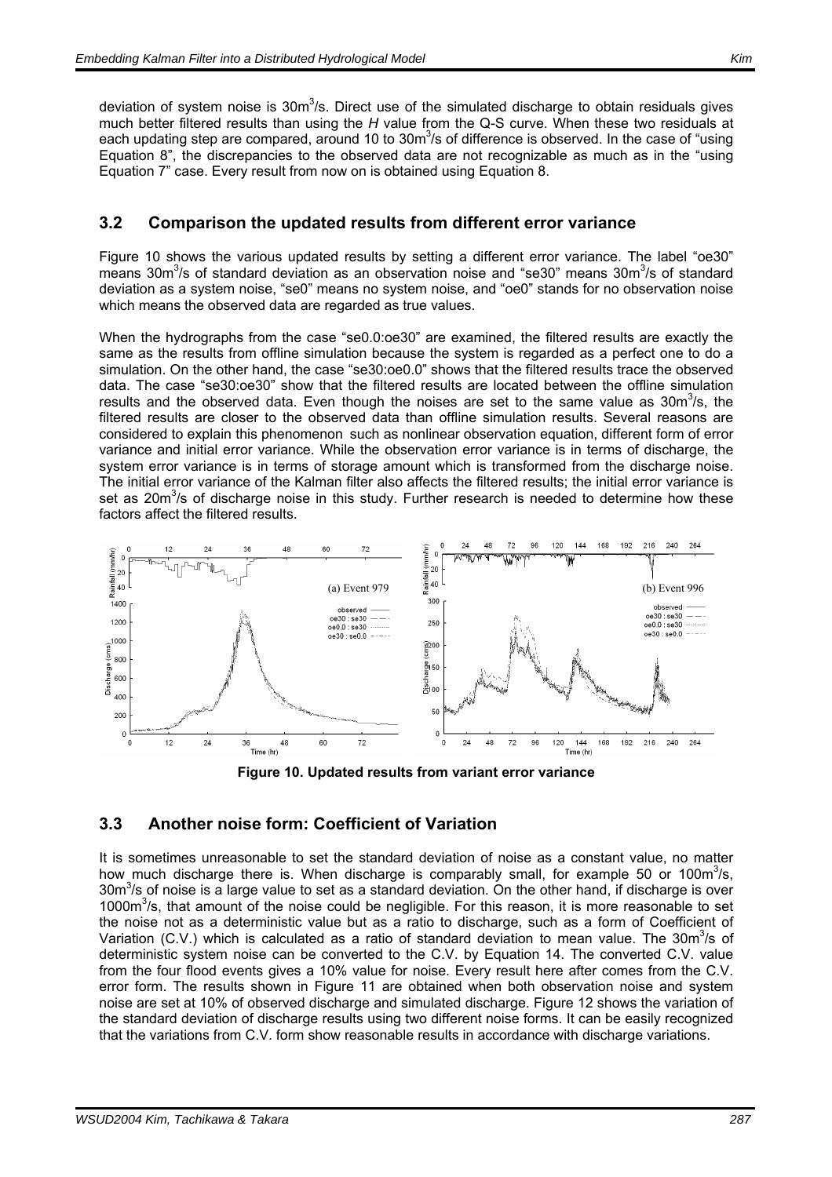deviation of system noise is 30m$^3$/s. Direct use of the simulated discharge to obtain residuals gives much better filtered results than using the *H* value from the Q-S curve. When these two residuals at each updating step are compared, around 10 to 30m$^3$/s of difference is observed. In the case of "using Equation 8", the discrepancies to the observed data are not recognizable as much as in the "using Equation 7" case. Every result from now on is obtained using Equation 8.

## 3.2 Comparison the updated results from different error variance

Figure 10 shows the various updated results by setting a different error variance. The label "oe30" means 30m$^3$/s of standard deviation as an observation noise and "se30" means 30m$^3$/s of standard deviation as a system noise, "se0" means no system noise, and "oe0" stands for no observation noise which means the observed data are regarded as true values.

When the hydrographs from the case "se0.0:oe30" are examined, the filtered results are exactly the same as the results from offline simulation because the system is regarded as a perfect one to do a simulation. On the other hand, the case "se30:oe0.0" shows that the filtered results trace the observed data. The case "se30:oe30" show that the filtered results are located between the offline simulation results and the observed data. Even though the noises are set to the same value as 30m$^3$/s, the filtered results are closer to the observed data than offline simulation results. Several reasons are considered to explain this phenomenon such as nonlinear observation equation, different form of error variance and initial error variance. While the observation error variance is in terms of discharge, the system error variance is in terms of storage amount which is transformed from the discharge noise. The initial error variance of the Kalman filter also affects the filtered results; the initial error variance is set as 20m$^3$/s of discharge noise in this study. Further research is needed to determine how these factors affect the filtered results.

**Figure 10. Updated results from variant error variance**

## 3.3 Another noise form: Coefficient of Variation

It is sometimes unreasonable to set the standard deviation of noise as a constant value, no matter how much discharge there is. When discharge is comparably small, for example 50 or 100m$^3$/s, 30m$^3$/s of noise is a large value to set as a standard deviation. On the other hand, if discharge is over 1000m$^3$/s, that amount of the noise could be negligible. For this reason, it is more reasonable to set the noise not as a deterministic value but as a ratio to discharge, such as a form of Coefficient of Variation (C.V.) which is calculated as a ratio of standard deviation to mean value. The 30m$^3$/s of deterministic system noise can be converted to the C.V. by Equation 14. The converted C.V. value from the four flood events gives a 10% value for noise. Every result here after comes from the C.V. error form. The results shown in Figure 11 are obtained when both observation noise and system noise are set at 10% of observed discharge and simulated discharge. Figure 12 shows the variation of the standard deviation of discharge results using two different noise forms. It can be easily recognized that the variations from C.V. form show reasonable results in accordance with discharge variations.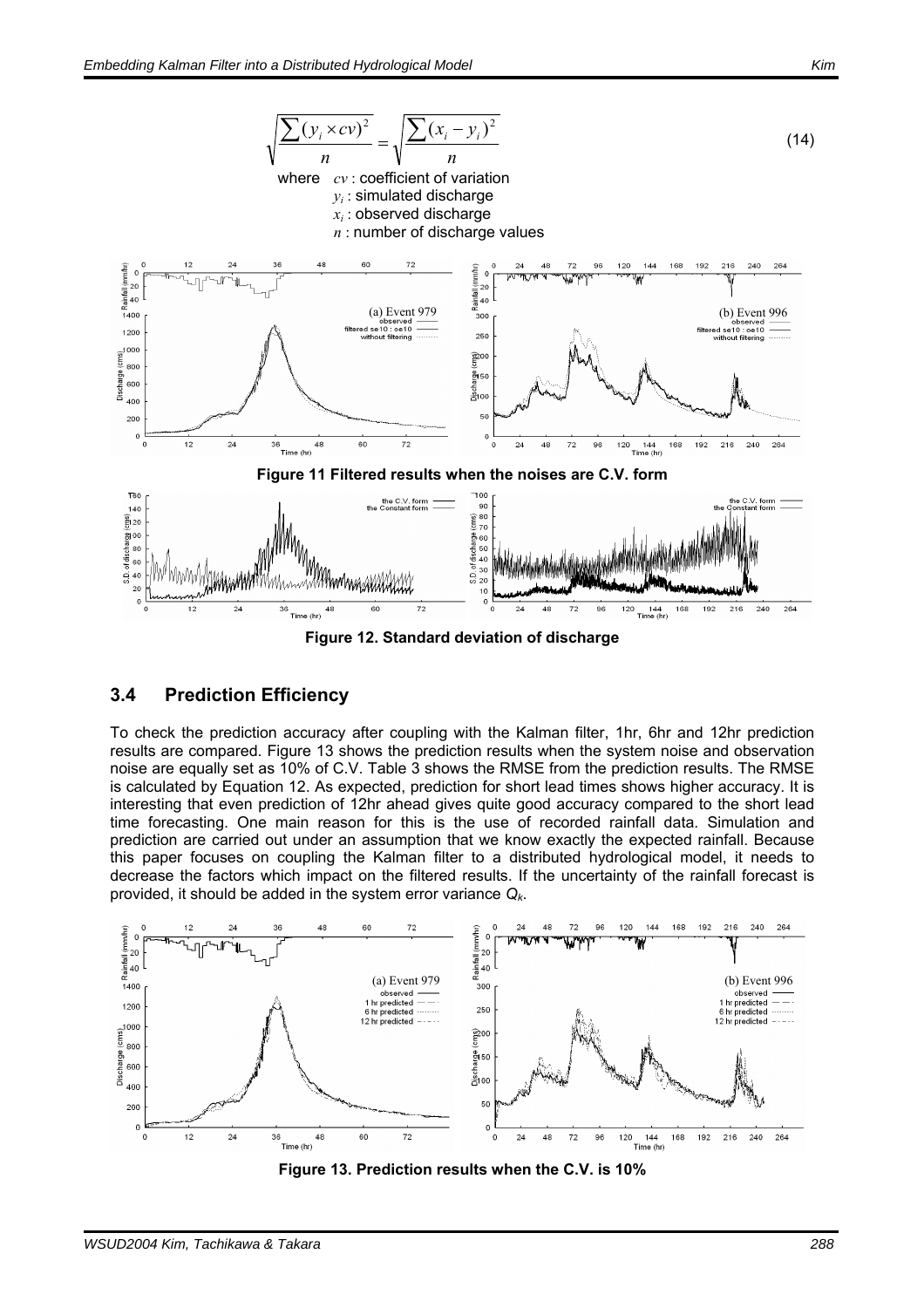$$\sqrt{\frac{\sum (y_i \times cv)^2}{n}} = \sqrt{\frac{\sum (x_i - y_i)^2}{n}} \tag{14}$$

where $cv$ : coefficient of variation
$y_i$ : simulated discharge
$x_i$ : observed discharge
$n$ : number of discharge values

Rainfall (mm/hr)
Discharge (cms)
Time (hr)
(a) Event 979
observed
filtered se10 : oe10
without filtering
(b) Event 996
observed
filtered se10 : oe10
without filtering

**Figure 11 Filtered results when the noises are C.V. form**

S.D. of discharge (cms)
Time (hr)
the C.V. form
the Constant form

**Figure 12. Standard deviation of discharge**

## 3.4 Prediction Efficiency

To check the prediction accuracy after coupling with the Kalman filter, 1hr, 6hr and 12hr prediction results are compared. Figure 13 shows the prediction results when the system noise and observation noise are equally set as 10% of C.V. Table 3 shows the RMSE from the prediction results. The RMSE is calculated by Equation 12. As expected, prediction for short lead times shows higher accuracy. It is interesting that even prediction of 12hr ahead gives quite good accuracy compared to the short lead time forecasting. One main reason for this is the use of recorded rainfall data. Simulation and prediction are carried out under an assumption that we know exactly the expected rainfall. Because this paper focuses on coupling the Kalman filter to a distributed hydrological model, it needs to decrease the factors which impact on the filtered results. If the uncertainty of the rainfall forecast is provided, it should be added in the system error variance $Q_k$.

Rainfall (mm/hr)
Discharge (cms)
Time (hr)
(a) Event 979
observed
1 hr predicted
6 hr predicted
12 hr predicted
(b) Event 996
observed
1 hr predicted
6 hr predicted
12 hr predicted

**Figure 13. Prediction results when the C.V. is 10%**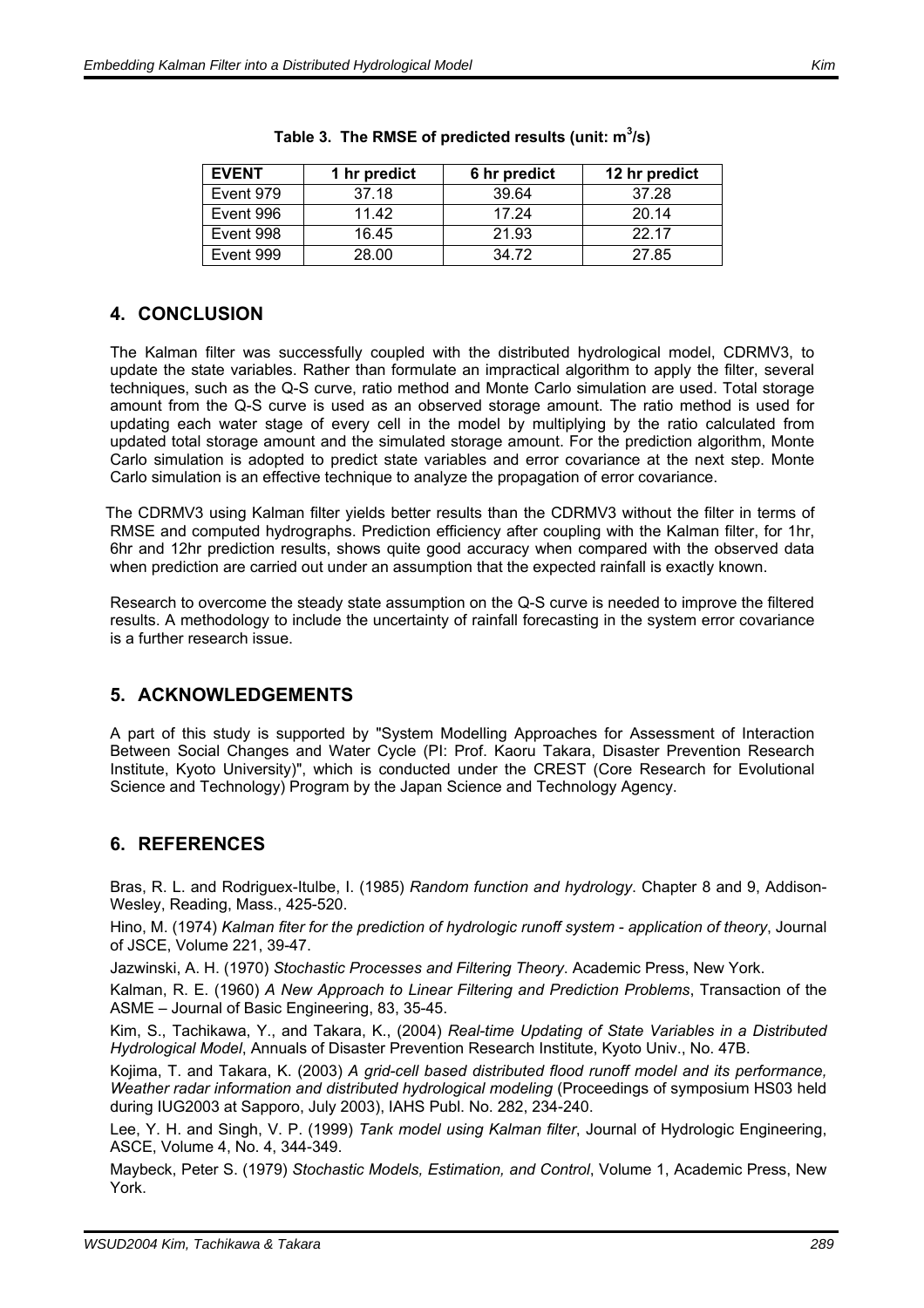Table 3. The RMSE of predicted results (unit: $m^3/s$)

| EVENT | 1 hr predict | 6 hr predict | 12 hr predict |
|---|---|---|---|
| Event 979 | 37.18 | 39.64 | 37.28 |
| Event 996 | 11.42 | 17.24 | 20.14 |
| Event 998 | 16.45 | 21.93 | 22.17 |
| Event 999 | 28.00 | 34.72 | 27.85 |

## 4. CONCLUSION

The Kalman filter was successfully coupled with the distributed hydrological model, CDRMV3, to update the state variables. Rather than formulate an impractical algorithm to apply the filter, several techniques, such as the Q-S curve, ratio method and Monte Carlo simulation are used. Total storage amount from the Q-S curve is used as an observed storage amount. The ratio method is used for updating each water stage of every cell in the model by multiplying by the ratio calculated from updated total storage amount and the simulated storage amount. For the prediction algorithm, Monte Carlo simulation is adopted to predict state variables and error covariance at the next step. Monte Carlo simulation is an effective technique to analyze the propagation of error covariance.

The CDRMV3 using Kalman filter yields better results than the CDRMV3 without the filter in terms of RMSE and computed hydrographs. Prediction efficiency after coupling with the Kalman filter, for 1hr, 6hr and 12hr prediction results, shows quite good accuracy when compared with the observed data when prediction are carried out under an assumption that the expected rainfall is exactly known.

Research to overcome the steady state assumption on the Q-S curve is needed to improve the filtered results. A methodology to include the uncertainty of rainfall forecasting in the system error covariance is a further research issue.

## 5. ACKNOWLEDGEMENTS

A part of this study is supported by "System Modelling Approaches for Assessment of Interaction Between Social Changes and Water Cycle (PI: Prof. Kaoru Takara, Disaster Prevention Research Institute, Kyoto University)", which is conducted under the CREST (Core Research for Evolutional Science and Technology) Program by the Japan Science and Technology Agency.

## 6. REFERENCES

Bras, R. L. and Rodriguez-Iturbe, I. (1985) *Random function and hydrology*. Chapter 8 and 9, Addison-Wesley, Reading, Mass., 425-520.

Hino, M. (1974) *Kalman fiter for the prediction of hydrologic runoff system - application of theory*, Journal of JSCE, Volume 221, 39-47.

Jazwinski, A. H. (1970) *Stochastic Processes and Filtering Theory*. Academic Press, New York.

Kalman, R. E. (1960) *A New Approach to Linear Filtering and Prediction Problems*, Transaction of the ASME – Journal of Basic Engineering, 83, 35-45.

Kim, S., Tachikawa, Y., and Takara, K., (2004) *Real-time Updating of State Variables in a Distributed Hydrological Model*, Annuals of Disaster Prevention Research Institute, Kyoto Univ., No. 47B.

Kojima, T. and Takara, K. (2003) *A grid-cell based distributed flood runoff model and its performance, Weather radar information and distributed hydrological modeling* (Proceedings of symposium HS03 held during IUG2003 at Sapporo, July 2003), IAHS Publ. No. 282, 234-240.

Lee, Y. H. and Singh, V. P. (1999) *Tank model using Kalman filter*, Journal of Hydrologic Engineering, ASCE, Volume 4, No. 4, 344-349.

Maybeck, Peter S. (1979) *Stochastic Models, Estimation, and Control*, Volume 1, Academic Press, New York.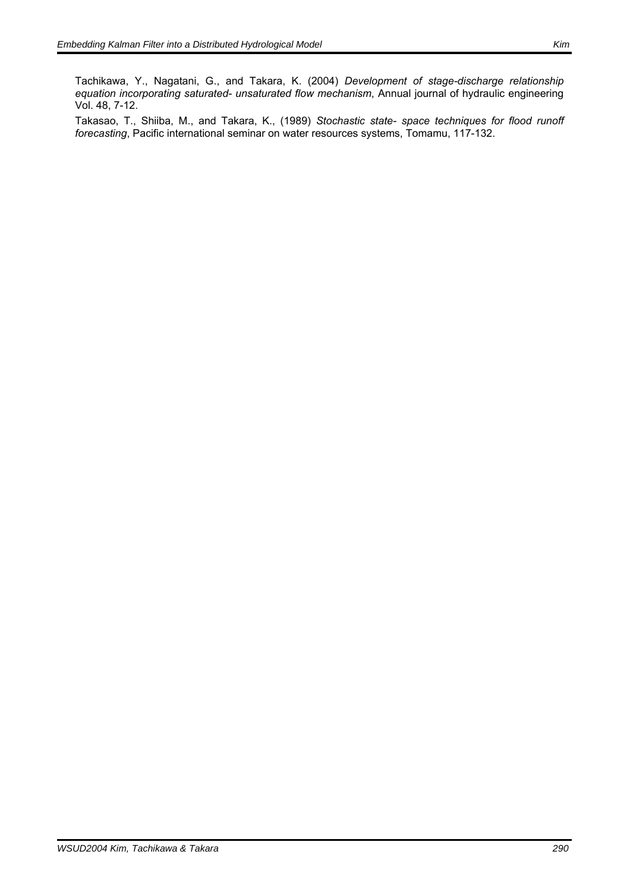Tachikawa, Y., Nagatani, G., and Takara, K. (2004) *Development of stage-discharge relationship equation incorporating saturated- unsaturated flow mechanism*, Annual journal of hydraulic engineering Vol. 48, 7-12.

Takasao, T., Shiiba, M., and Takara, K., (1989) *Stochastic state- space techniques for flood runoff forecasting*, Pacific international seminar on water resources systems, Tomamu, 117-132.